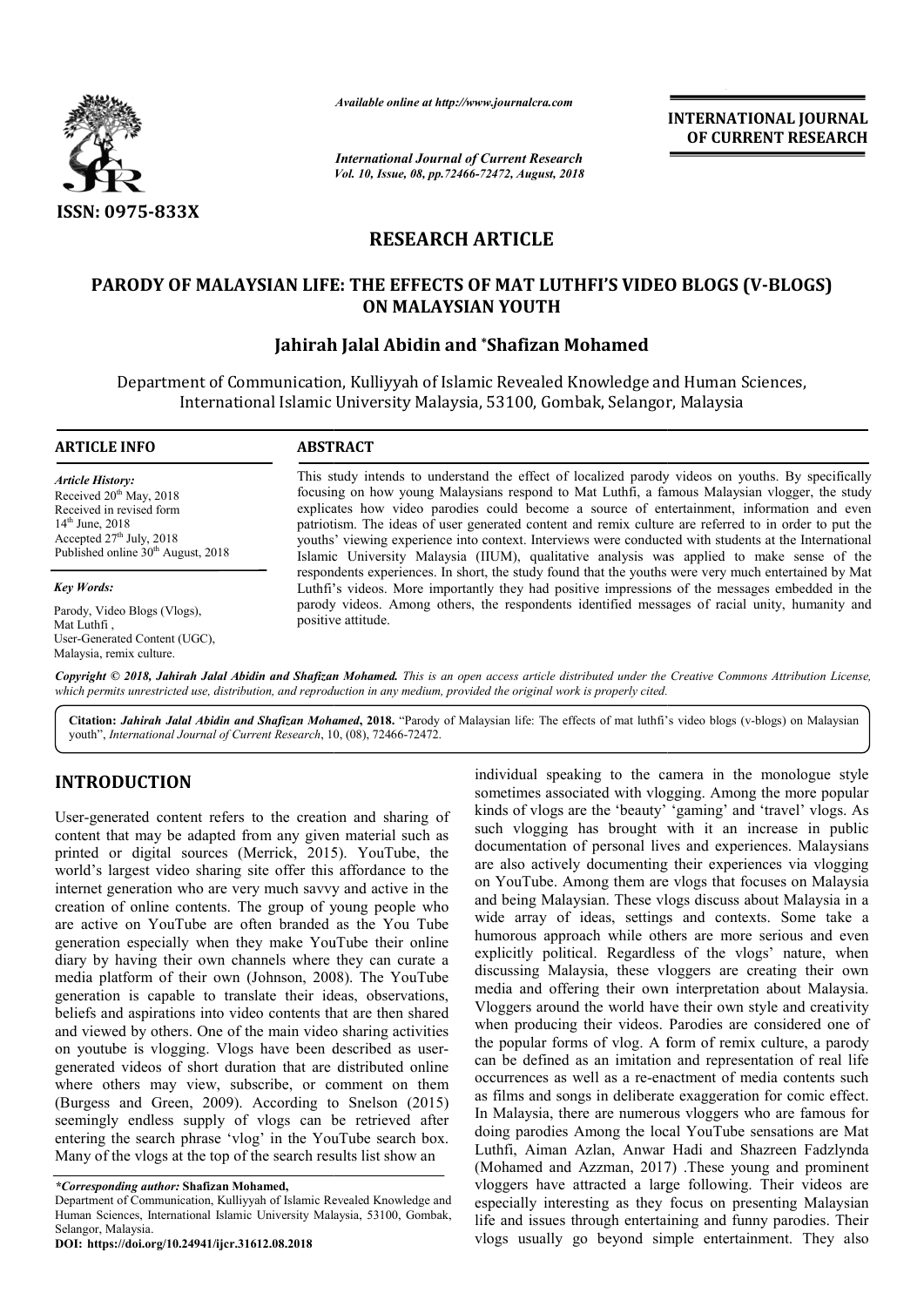*Available online at http://www.journalcra.com*

*International Journal of Current Research*
*Vol. 10, Issue, 08, pp.72466-72472, August, 2018*

**INTERNATIONAL JOURNAL OF CURRENT RESEARCH**

ISSN: 0975-833X

# RESEARCH ARTICLE

# PARODY OF MALAYSIAN LIFE: THE EFFECTS OF MAT LUTHFI'S VIDEO BLOGS (V-BLOGS) ON MALAYSIAN YOUTH

**Jahirah Jalal Abidin and \*Shafizan Mohamed**

Department of Communication, Kulliyyah of Islamic Revealed Knowledge and Human Sciences, International Islamic University Malaysia, 53100, Gombak, Selangor, Malaysia

## ARTICLE INFO

*Article History:*
Received 20th May, 2018
Received in revised form 14th June, 2018
Accepted 27th July, 2018
Published online 30th August, 2018

*Key Words:*
Parody, Video Blogs (Vlogs), Mat Luthfi, User-Generated Content (UGC), Malaysia, remix culture.

## ABSTRACT

This study intends to understand the effect of localized parody videos on youths. By specifically focusing on how young Malaysians respond to Mat Luthfi, a famous Malaysian vlogger, the study explicates how video parodies could become a source of entertainment, information and even patriotism. The ideas of user generated content and remix culture are referred to in order to put the youths' viewing experience into context. Interviews were conducted with students at the International Islamic University Malaysia (IIUM), qualitative analysis was applied to make sense of the respondents experiences. In short, the study found that the youths were very much entertained by Mat Luthfi's videos. More importantly they had positive impressions of the messages embedded in the parody videos. Among others, the respondents identified messages of racial unity, humanity and positive attitude.

***Copyright © 2018, Jahirah Jalal Abidin and Shafizan Mohamed.*** *This is an open access article distributed under the Creative Commons Attribution License, which permits unrestricted use, distribution, and reproduction in any medium, provided the original work is properly cited.*

**Citation:** ***Jahirah Jalal Abidin and Shafizan Mohamed*, 2018.** "Parody of Malaysian life: The effects of mat luthfi's video blogs (v-blogs) on Malaysian youth", *International Journal of Current Research*, 10, (08), 72466-72472.

## INTRODUCTION

User-generated content refers to the creation and sharing of content that may be adapted from any given material such as printed or digital sources (Merrick, 2015). YouTube, the world's largest video sharing site offer this affordance to the internet generation who are very much savvy and active in the creation of online contents. The group of young people who are active on YouTube are often branded as the You Tube generation especially when they make YouTube their online diary by having their own channels where they can curate a media platform of their own (Johnson, 2008). The YouTube generation is capable to translate their ideas, observations, beliefs and aspirations into video contents that are then shared and viewed by others. One of the main video sharing activities on youtube is vlogging. Vlogs have been described as user-generated videos of short duration that are distributed online where others may view, subscribe, or comment on them (Burgess and Green, 2009). According to Snelson (2015) seemingly endless supply of vlogs can be retrieved after entering the search phrase 'vlog' in the YouTube search box. Many of the vlogs at the top of the search results list show an individual speaking to the camera in the monologue style sometimes associated with vlogging. Among the more popular kinds of vlogs are the 'beauty' 'gaming' and 'travel' vlogs. As such vlogging has brought with it an increase in public documentation of personal lives and experiences. Malaysians are also actively documenting their experiences via vlogging on YouTube. Among them are vlogs that focuses on Malaysia and being Malaysian. These vlogs discuss about Malaysia in a wide array of ideas, settings and contexts. Some take a humorous approach while others are more serious and even explicitly political. Regardless of the vlogs' nature, when discussing Malaysia, these vloggers are creating their own media and offering their own interpretation about Malaysia. Vloggers around the world have their own style and creativity when producing their videos. Parodies are considered one of the popular forms of vlog. A form of remix culture, a parody can be defined as an imitation and representation of real life occurrences as well as a re-enactment of media contents such as films and songs in deliberate exaggeration for comic effect. In Malaysia, there are numerous vloggers who are famous for doing parodies Among the local YouTube sensations are Mat Luthfi, Aiman Azlan, Anwar Hadi and Shazreen Fadzlynda (Mohamed and Azzman, 2017) .These young and prominent vloggers have attracted a large following. Their videos are especially interesting as they focus on presenting Malaysian life and issues through entertaining and funny parodies. Their vlogs usually go beyond simple entertainment. They also

*\*Corresponding author:* **Shafizan Mohamed,**
Department of Communication, Kulliyyah of Islamic Revealed Knowledge and Human Sciences, International Islamic University Malaysia, 53100, Gombak, Selangor, Malaysia.

**DOI: https://doi.org/10.24941/ijcr.31612.08.2018**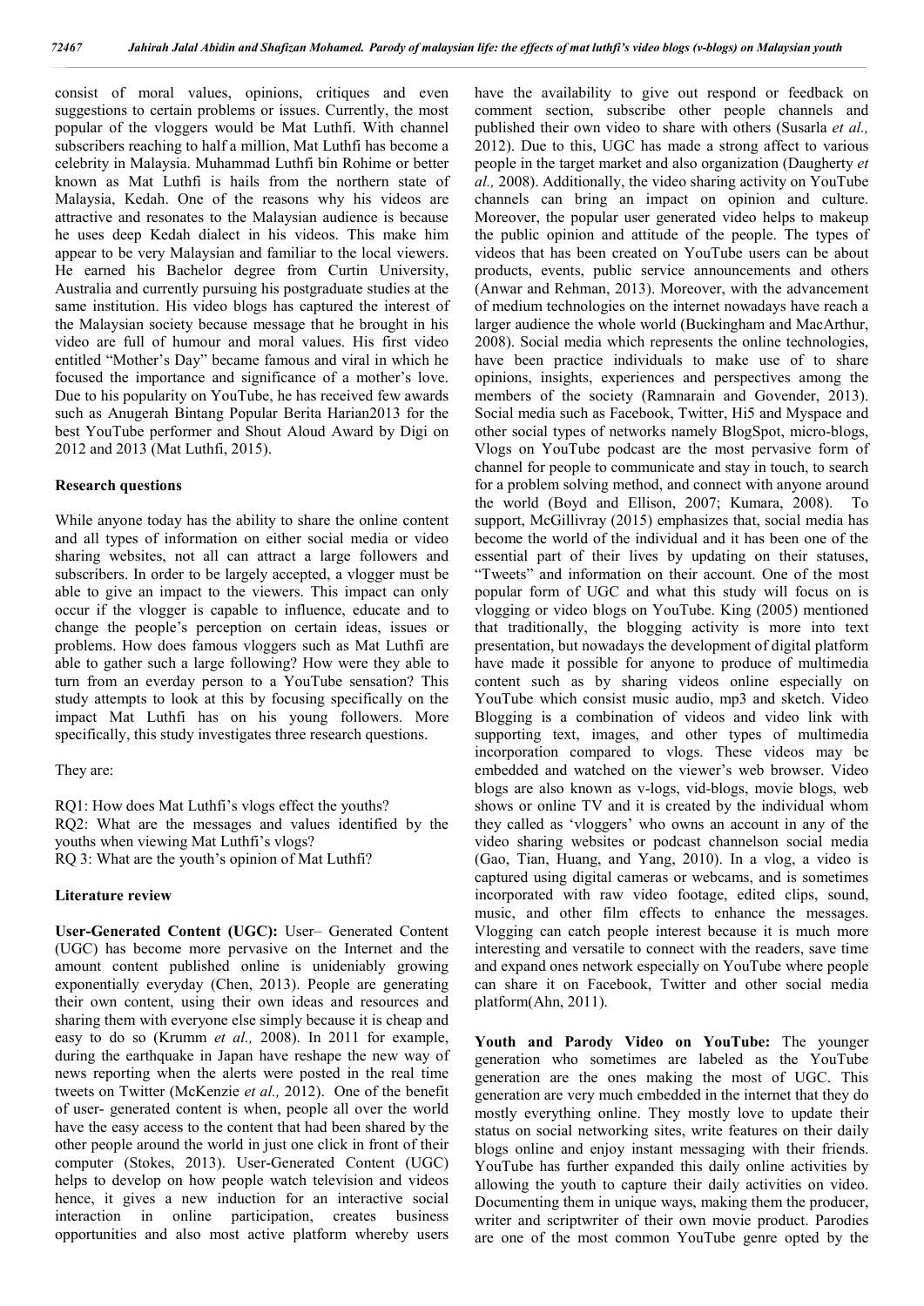consist of moral values, opinions, critiques and even suggestions to certain problems or issues. Currently, the most popular of the vloggers would be Mat Luthfi. With channel subscribers reaching to half a million, Mat Luthfi has become a celebrity in Malaysia. Muhammad Luthfi bin Rohime or better known as Mat Luthfi is hails from the northern state of Malaysia, Kedah. One of the reasons why his videos are attractive and resonates to the Malaysian audience is because he uses deep Kedah dialect in his videos. This make him appear to be very Malaysian and familiar to the local viewers. He earned his Bachelor degree from Curtin University, Australia and currently pursuing his postgraduate studies at the same institution. His video blogs has captured the interest of the Malaysian society because message that he brought in his video are full of humour and moral values. His first video entitled "Mother's Day" became famous and viral in which he focused the importance and significance of a mother's love. Due to his popularity on YouTube, he has received few awards such as Anugerah Bintang Popular Berita Harian2013 for the best YouTube performer and Shout Aloud Award by Digi on 2012 and 2013 (Mat Luthfi, 2015).

## Research questions

While anyone today has the ability to share the online content and all types of information on either social media or video sharing websites, not all can attract a large followers and subscribers. In order to be largely accepted, a vlogger must be able to give an impact to the viewers. This impact can only occur if the vlogger is capable to influence, educate and to change the people's perception on certain ideas, issues or problems. How does famous vloggers such as Mat Luthfi are able to gather such a large following? How were they able to turn from an everday person to a YouTube sensation? This study attempts to look at this by focusing specifically on the impact Mat Luthfi has on his young followers. More specifically, this study investigates three research questions.

They are:

RQ1: How does Mat Luthfi's vlogs effect the youths?
RQ2: What are the messages and values identified by the youths when viewing Mat Luthfi's vlogs?
RQ 3: What are the youth's opinion of Mat Luthfi?

## Literature review

**User-Generated Content (UGC):** User– Generated Content (UGC) has become more pervasive on the Internet and the amount content published online is unideniably growing exponentially everyday (Chen, 2013). People are generating their own content, using their own ideas and resources and sharing them with everyone else simply because it is cheap and easy to do so (Krumm *et al.,* 2008). In 2011 for example, during the earthquake in Japan have reshape the new way of news reporting when the alerts were posted in the real time tweets on Twitter (McKenzie *et al.,* 2012). One of the benefit of user- generated content is when, people all over the world have the easy access to the content that had been shared by the other people around the world in just one click in front of their computer (Stokes, 2013). User-Generated Content (UGC) helps to develop on how people watch television and videos hence, it gives a new induction for an interactive social interaction in online participation, creates business opportunities and also most active platform whereby users have the availability to give out respond or feedback on comment section, subscribe other people channels and published their own video to share with others (Susarla *et al.,* 2012). Due to this, UGC has made a strong affect to various people in the target market and also organization (Daugherty *et al.,* 2008). Additionally, the video sharing activity on YouTube channels can bring an impact on opinion and culture. Moreover, the popular user generated video helps to makeup the public opinion and attitude of the people. The types of videos that has been created on YouTube users can be about products, events, public service announcements and others (Anwar and Rehman, 2013). Moreover, with the advancement of medium technologies on the internet nowadays have reach a larger audience the whole world (Buckingham and MacArthur, 2008). Social media which represents the online technologies, have been practice individuals to make use of to share opinions, insights, experiences and perspectives among the members of the society (Ramnarain and Govender, 2013). Social media such as Facebook, Twitter, Hi5 and Myspace and other social types of networks namely BlogSpot, micro-blogs, Vlogs on YouTube podcast are the most pervasive form of channel for people to communicate and stay in touch, to search for a problem solving method, and connect with anyone around the world (Boyd and Ellison, 2007; Kumara, 2008). To support, McGillivray (2015) emphasizes that, social media has become the world of the individual and it has been one of the essential part of their lives by updating on their statuses, "Tweets" and information on their account. One of the most popular form of UGC and what this study will focus on is vlogging or video blogs on YouTube. King (2005) mentioned that traditionally, the blogging activity is more into text presentation, but nowadays the development of digital platform have made it possible for anyone to produce of multimedia content such as by sharing videos online especially on YouTube which consist music audio, mp3 and sketch. Video Blogging is a combination of videos and video link with supporting text, images, and other types of multimedia incorporation compared to vlogs. These videos may be embedded and watched on the viewer's web browser. Video blogs are also known as v-logs, vid-blogs, movie blogs, web shows or online TV and it is created by the individual whom they called as 'vloggers' who owns an account in any of the video sharing websites or podcast channelson social media (Gao, Tian, Huang, and Yang, 2010). In a vlog, a video is captured using digital cameras or webcams, and is sometimes incorporated with raw video footage, edited clips, sound, music, and other film effects to enhance the messages. Vlogging can catch people interest because it is much more interesting and versatile to connect with the readers, save time and expand ones network especially on YouTube where people can share it on Facebook, Twitter and other social media platform(Ahn, 2011).

**Youth and Parody Video on YouTube:** The younger generation who sometimes are labeled as the YouTube generation are the ones making the most of UGC. This generation are very much embedded in the internet that they do mostly everything online. They mostly love to update their status on social networking sites, write features on their daily blogs online and enjoy instant messaging with their friends. YouTube has further expanded this daily online activities by allowing the youth to capture their daily activities on video. Documenting them in unique ways, making them the producer, writer and scriptwriter of their own movie product. Parodies are one of the most common YouTube genre opted by the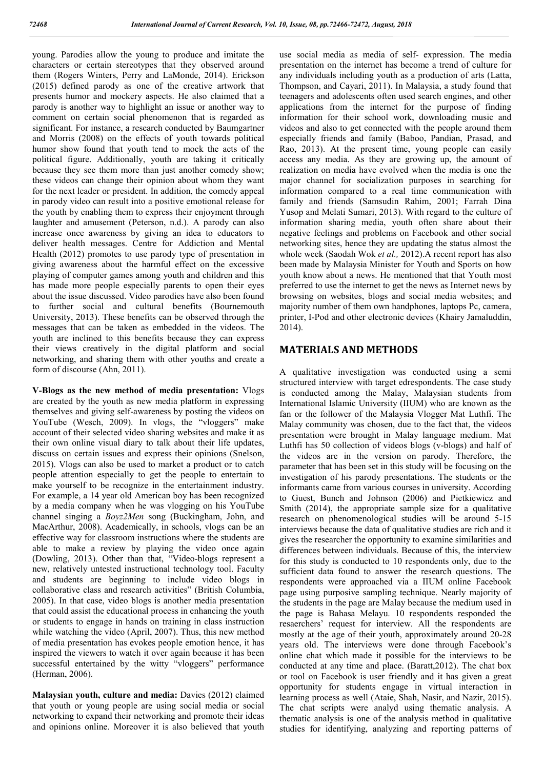young. Parodies allow the young to produce and imitate the characters or certain stereotypes that they observed around them (Rogers Winters, Perry and LaMonde, 2014). Erickson (2015) defined parody as one of the creative artwork that presents humor and mockery aspects. He also claimed that a parody is another way to highlight an issue or another way to comment on certain social phenomenon that is regarded as significant. For instance, a research conducted by Baumgartner and Morris (2008) on the effects of youth towards political humor show found that youth tend to mock the acts of the political figure. Additionally, youth are taking it critically because they see them more than just another comedy show; these videos can change their opinion about whom they want for the next leader or president. In addition, the comedy appeal in parody video can result into a positive emotional release for the youth by enabling them to express their enjoyment through laughter and amusement (Peterson, n.d.). A parody can also increase once awareness by giving an idea to educators to deliver health messages. Centre for Addiction and Mental Health (2012) promotes to use parody type of presentation in giving awareness about the harmful effect on the excessive playing of computer games among youth and children and this has made more people especially parents to open their eyes about the issue discussed. Video parodies have also been found to further social and cultural benefits (Bournemouth University, 2013). These benefits can be observed through the messages that can be taken as embedded in the videos. The youth are inclined to this benefits because they can express their views creatively in the digital platform and social networking, and sharing them with other youths and create a form of discourse (Ahn, 2011).

**V-Blogs as the new method of media presentation:** Vlogs are created by the youth as new media platform in expressing themselves and giving self-awareness by posting the videos on YouTube (Wesch, 2009). In vlogs, the "vloggers" make account of their selected video sharing websites and make it as their own online visual diary to talk about their life updates, discuss on certain issues and express their opinions (Snelson, 2015). Vlogs can also be used to market a product or to catch people attention especially to get the people to entertain to make yourself to be recognize in the entertainment industry. For example, a 14 year old American boy has been recognized by a media company when he was vlogging on his YouTube channel singing a *Boyz2Men* song (Buckingham, John, and MacArthur, 2008). Academically, in schools, vlogs can be an effective way for classroom instructions where the students are able to make a review by playing the video once again (Dowling, 2013). Other than that, "Video-blogs represent a new, relatively untested instructional technology tool. Faculty and students are beginning to include video blogs in collaborative class and research activities" (British Columbia, 2005). In that case, video blogs is another media presentation that could assist the educational process in enhancing the youth or students to engage in hands on training in class instruction while watching the video (April, 2007). Thus, this new method of media presentation has evokes people emotion hence, it has inspired the viewers to watch it over again because it has been successful entertained by the witty "vloggers" performance (Herman, 2006).

**Malaysian youth, culture and media:** Davies (2012) claimed that youth or young people are using social media or social networking to expand their networking and promote their ideas and opinions online. Moreover it is also believed that youth use social media as media of self- expression. The media presentation on the internet has become a trend of culture for any individuals including youth as a production of arts (Latta, Thompson, and Cayari, 2011). In Malaysia, a study found that teenagers and adolescents often used search engines, and other applications from the internet for the purpose of finding information for their school work, downloading music and videos and also to get connected with the people around them especially friends and family (Baboo, Pandian, Prasad, and Rao, 2013). At the present time, young people can easily access any media. As they are growing up, the amount of realization on media have evolved when the media is one the major channel for socialization purposes in searching for information compared to a real time communication with family and friends (Samsudin Rahim, 2001; Farrah Dina Yusop and Melati Sumari, 2013). With regard to the culture of information sharing media, youth often share about their negative feelings and problems on Facebook and other social networking sites, hence they are updating the status almost the whole week (Saodah Wok *et al.,* 2012).A recent report has also been made by Malaysia Minister for Youth and Sports on how youth know about a news. He mentioned that that Youth most preferred to use the internet to get the news as Internet news by browsing on websites, blogs and social media websites; and majority number of them own handphones, laptops Pc, camera, printer, I-Pod and other electronic devices (Khairy Jamaluddin, 2014).

## MATERIALS AND METHODS

A qualitative investigation was conducted using a semi structured interview with target edrespondents. The case study is conducted among the Malay, Malaysian students from International Islamic University (IIUM) who are known as the fan or the follower of the Malaysia Vlogger Mat Luthfi. The Malay community was chosen, due to the fact that, the videos presentation were brought in Malay language medium. Mat Luthfi has 50 collection of videos blogs (v-blogs) and half of the videos are in the version on parody. Therefore, the parameter that has been set in this study will be focusing on the investigation of his parody presentations. The students or the informants came from various courses in university. According to Guest, Bunch and Johnson (2006) and Pietkiewicz and Smith (2014), the appropriate sample size for a qualitative research on phenomenological studies will be around 5-15 interviews because the data of qualitative studies are rich and it gives the researcher the opportunity to examine similarities and differences between individuals. Because of this, the interview for this study is conducted to 10 respondents only, due to the sufficient data found to answer the research questions. The respondents were approached via a IIUM online Facebook page using purposive sampling technique. Nearly majority of the students in the page are Malay because the medium used in the page is Bahasa Melayu. 10 respondents responded the resaerchers' request for interview. All the respondents are mostly at the age of their youth, approximately around 20-28 years old. The interviews were done through Facebook's online chat which made it possible for the interviews to be conducted at any time and place. (Baratt,2012). The chat box or tool on Facebook is user friendly and it has given a great opportunity for students engage in virtual interaction in learning process as well (Ataie, Shah, Nasir, and Nazir, 2015). The chat scripts were analyd using thematic analysis. A thematic analysis is one of the analysis method in qualitative studies for identifying, analyzing and reporting patterns of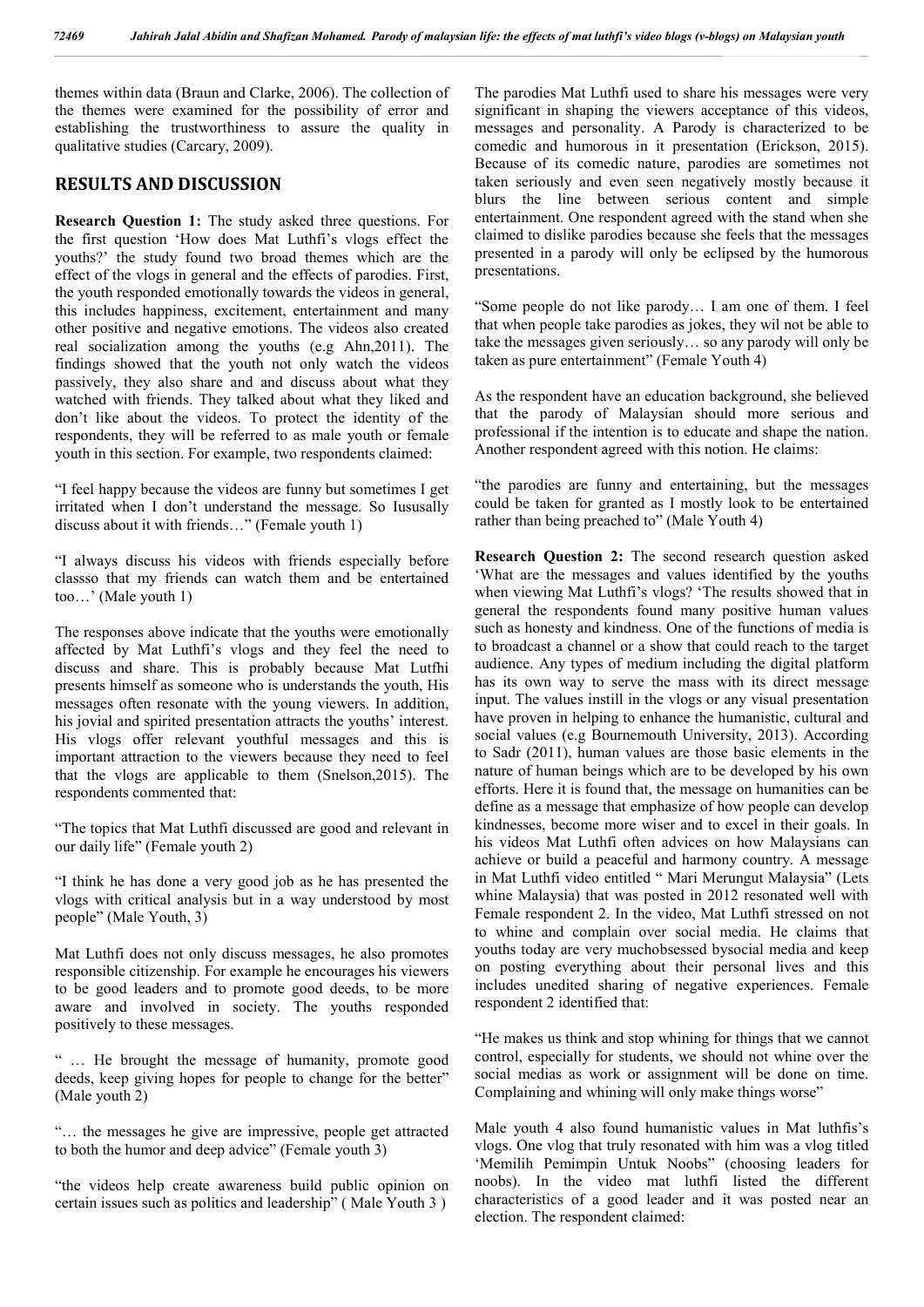themes within data (Braun and Clarke, 2006). The collection of the themes were examined for the possibility of error and establishing the trustworthiness to assure the quality in qualitative studies (Carcary, 2009).

## RESULTS AND DISCUSSION

**Research Question 1:** The study asked three questions. For the first question 'How does Mat Luthfi's vlogs effect the youths?' the study found two broad themes which are the effect of the vlogs in general and the effects of parodies. First, the youth responded emotionally towards the videos in general, this includes happiness, excitement, entertainment and many other positive and negative emotions. The videos also created real socialization among the youths (e.g Ahn,2011). The findings showed that the youth not only watch the videos passively, they also share and and discuss about what they watched with friends. They talked about what they liked and don't like about the videos. To protect the identity of the respondents, they will be referred to as male youth or female youth in this section. For example, two respondents claimed:

"I feel happy because the videos are funny but sometimes I get irritated when I don't understand the message. So Iususally discuss about it with friends…" (Female youth 1)

"I always discuss his videos with friends especially before classso that my friends can watch them and be entertained too…' (Male youth 1)

The responses above indicate that the youths were emotionally affected by Mat Luthfi's vlogs and they feel the need to discuss and share. This is probably because Mat Lutfhi presents himself as someone who is understands the youth, His messages often resonate with the young viewers. In addition, his jovial and spirited presentation attracts the youths' interest. His vlogs offer relevant youthful messages and this is important attraction to the viewers because they need to feel that the vlogs are applicable to them (Snelson,2015). The respondents commented that:

"The topics that Mat Luthfi discussed are good and relevant in our daily life" (Female youth 2)

"I think he has done a very good job as he has presented the vlogs with critical analysis but in a way understood by most people" (Male Youth, 3)

Mat Luthfi does not only discuss messages, he also promotes responsible citizenship. For example he encourages his viewers to be good leaders and to promote good deeds, to be more aware and involved in society. The youths responded positively to these messages.

" … He brought the message of humanity, promote good deeds, keep giving hopes for people to change for the better" (Male youth 2)

"… the messages he give are impressive, people get attracted to both the humor and deep advice" (Female youth 3)

"the videos help create awareness build public opinion on certain issues such as politics and leadership" ( Male Youth 3 )

The parodies Mat Luthfi used to share his messages were very significant in shaping the viewers acceptance of this videos, messages and personality. A Parody is characterized to be comedic and humorous in it presentation (Erickson, 2015). Because of its comedic nature, parodies are sometimes not taken seriously and even seen negatively mostly because it blurs the line between serious content and simple entertainment. One respondent agreed with the stand when she claimed to dislike parodies because she feels that the messages presented in a parody will only be eclipsed by the humorous presentations.

"Some people do not like parody… I am one of them. I feel that when people take parodies as jokes, they wil not be able to take the messages given seriously… so any parody will only be taken as pure entertainment" (Female Youth 4)

As the respondent have an education background, she believed that the parody of Malaysian should more serious and professional if the intention is to educate and shape the nation. Another respondent agreed with this notion. He claims:

"the parodies are funny and entertaining, but the messages could be taken for granted as I mostly look to be entertained rather than being preached to" (Male Youth 4)

**Research Question 2:** The second research question asked 'What are the messages and values identified by the youths when viewing Mat Luthfi's vlogs? 'The results showed that in general the respondents found many positive human values such as honesty and kindness. One of the functions of media is to broadcast a channel or a show that could reach to the target audience. Any types of medium including the digital platform has its own way to serve the mass with its direct message input. The values instill in the vlogs or any visual presentation have proven in helping to enhance the humanistic, cultural and social values (e.g Bournemouth University, 2013). According to Sadr (2011), human values are those basic elements in the nature of human beings which are to be developed by his own efforts. Here it is found that, the message on humanities can be define as a message that emphasize of how people can develop kindnesses, become more wiser and to excel in their goals. In his videos Mat Luthfi often advices on how Malaysians can achieve or build a peaceful and harmony country. A message in Mat Luthfi video entitled " Mari Merungut Malaysia" (Lets whine Malaysia) that was posted in 2012 resonated well with Female respondent 2. In the video, Mat Luthfi stressed on not to whine and complain over social media. He claims that youths today are very muchobsessed bysocial media and keep on posting everything about their personal lives and this includes unedited sharing of negative experiences. Female respondent 2 identified that:

"He makes us think and stop whining for things that we cannot control, especially for students, we should not whine over the social medias as work or assignment will be done on time. Complaining and whining will only make things worse"

Male youth 4 also found humanistic values in Mat luthfis's vlogs. One vlog that truly resonated with him was a vlog titled 'Memilih Pemimpin Untuk Noobs" (choosing leaders for noobs). In the video mat luthfi listed the different characteristics of a good leader and it was posted near an election. The respondent claimed: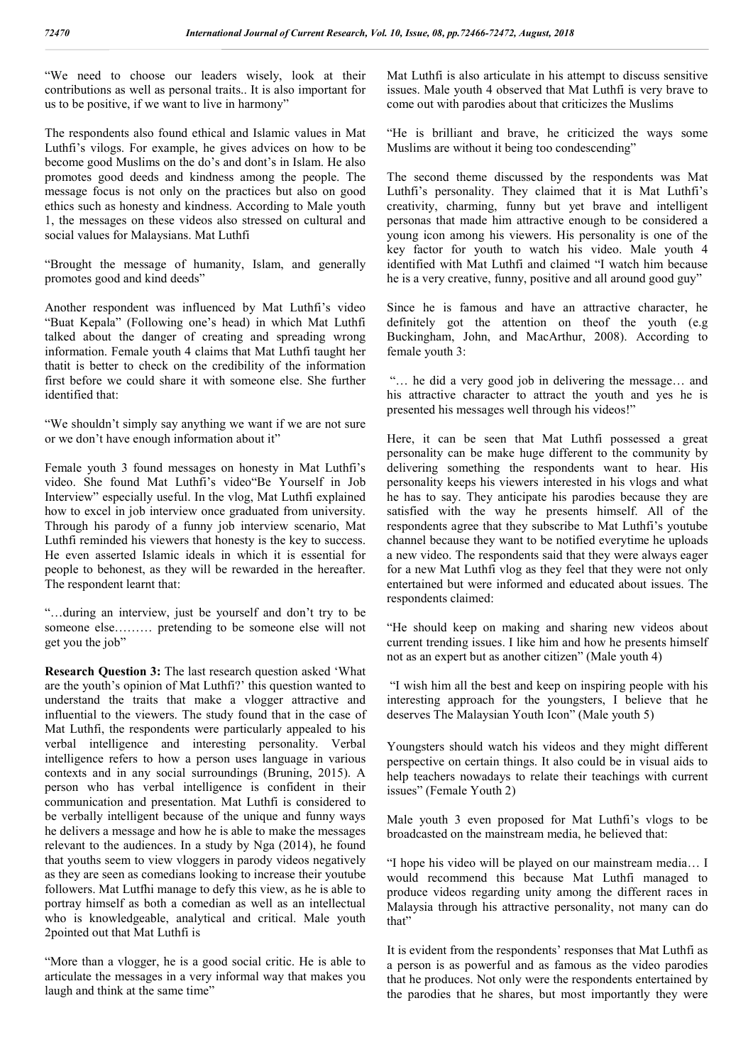"We need to choose our leaders wisely, look at their contributions as well as personal traits.. It is also important for us to be positive, if we want to live in harmony"

The respondents also found ethical and Islamic values in Mat Luthfi's vilogs. For example, he gives advices on how to be become good Muslims on the do's and dont's in Islam. He also promotes good deeds and kindness among the people. The message focus is not only on the practices but also on good ethics such as honesty and kindness. According to Male youth 1, the messages on these videos also stressed on cultural and social values for Malaysians. Mat Luthfi

"Brought the message of humanity, Islam, and generally promotes good and kind deeds"

Another respondent was influenced by Mat Luthfi's video "Buat Kepala" (Following one's head) in which Mat Luthfi talked about the danger of creating and spreading wrong information. Female youth 4 claims that Mat Luthfi taught her thatit is better to check on the credibility of the information first before we could share it with someone else. She further identified that:

"We shouldn't simply say anything we want if we are not sure or we don't have enough information about it"

Female youth 3 found messages on honesty in Mat Luthfi's video. She found Mat Luthfi's video"Be Yourself in Job Interview" especially useful. In the vlog, Mat Luthfi explained how to excel in job interview once graduated from university. Through his parody of a funny job interview scenario, Mat Luthfi reminded his viewers that honesty is the key to success. He even asserted Islamic ideals in which it is essential for people to behonest, as they will be rewarded in the hereafter. The respondent learnt that:

"…during an interview, just be yourself and don't try to be someone else……… pretending to be someone else will not get you the job"

**Research Question 3:** The last research question asked 'What are the youth's opinion of Mat Luthfi?' this question wanted to understand the traits that make a vlogger attractive and influential to the viewers. The study found that in the case of Mat Luthfi, the respondents were particularly appealed to his verbal intelligence and interesting personality. Verbal intelligence refers to how a person uses language in various contexts and in any social surroundings (Bruning, 2015). A person who has verbal intelligence is confident in their communication and presentation. Mat Luthfi is considered to be verbally intelligent because of the unique and funny ways he delivers a message and how he is able to make the messages relevant to the audiences. In a study by Nga (2014), he found that youths seem to view vloggers in parody videos negatively as they are seen as comedians looking to increase their youtube followers. Mat Lutfhi manage to defy this view, as he is able to portray himself as both a comedian as well as an intellectual who is knowledgeable, analytical and critical. Male youth 2pointed out that Mat Luthfi is

"More than a vlogger, he is a good social critic. He is able to articulate the messages in a very informal way that makes you laugh and think at the same time"

Mat Luthfi is also articulate in his attempt to discuss sensitive issues. Male youth 4 observed that Mat Luthfi is very brave to come out with parodies about that criticizes the Muslims

"He is brilliant and brave, he criticized the ways some Muslims are without it being too condescending"

The second theme discussed by the respondents was Mat Luthfi's personality. They claimed that it is Mat Luthfi's creativity, charming, funny but yet brave and intelligent personas that made him attractive enough to be considered a young icon among his viewers. His personality is one of the key factor for youth to watch his video. Male youth 4 identified with Mat Luthfi and claimed "I watch him because he is a very creative, funny, positive and all around good guy"

Since he is famous and have an attractive character, he definitely got the attention on theof the youth (e.g Buckingham, John, and MacArthur, 2008). According to female youth 3:

"… he did a very good job in delivering the message… and his attractive character to attract the youth and yes he is presented his messages well through his videos!"

Here, it can be seen that Mat Luthfi possessed a great personality can be make huge different to the community by delivering something the respondents want to hear. His personality keeps his viewers interested in his vlogs and what he has to say. They anticipate his parodies because they are satisfied with the way he presents himself. All of the respondents agree that they subscribe to Mat Luthfi's youtube channel because they want to be notified everytime he uploads a new video. The respondents said that they were always eager for a new Mat Luthfi vlog as they feel that they were not only entertained but were informed and educated about issues. The respondents claimed:

"He should keep on making and sharing new videos about current trending issues. I like him and how he presents himself not as an expert but as another citizen" (Male youth 4)

"I wish him all the best and keep on inspiring people with his interesting approach for the youngsters, I believe that he deserves The Malaysian Youth Icon" (Male youth 5)

Youngsters should watch his videos and they might different perspective on certain things. It also could be in visual aids to help teachers nowadays to relate their teachings with current issues" (Female Youth 2)

Male youth 3 even proposed for Mat Luthfi's vlogs to be broadcasted on the mainstream media, he believed that:

"I hope his video will be played on our mainstream media… I would recommend this because Mat Luthfi managed to produce videos regarding unity among the different races in Malaysia through his attractive personality, not many can do that"

It is evident from the respondents' responses that Mat Luthfi as a person is as powerful and as famous as the video parodies that he produces. Not only were the respondents entertained by the parodies that he shares, but most importantly they were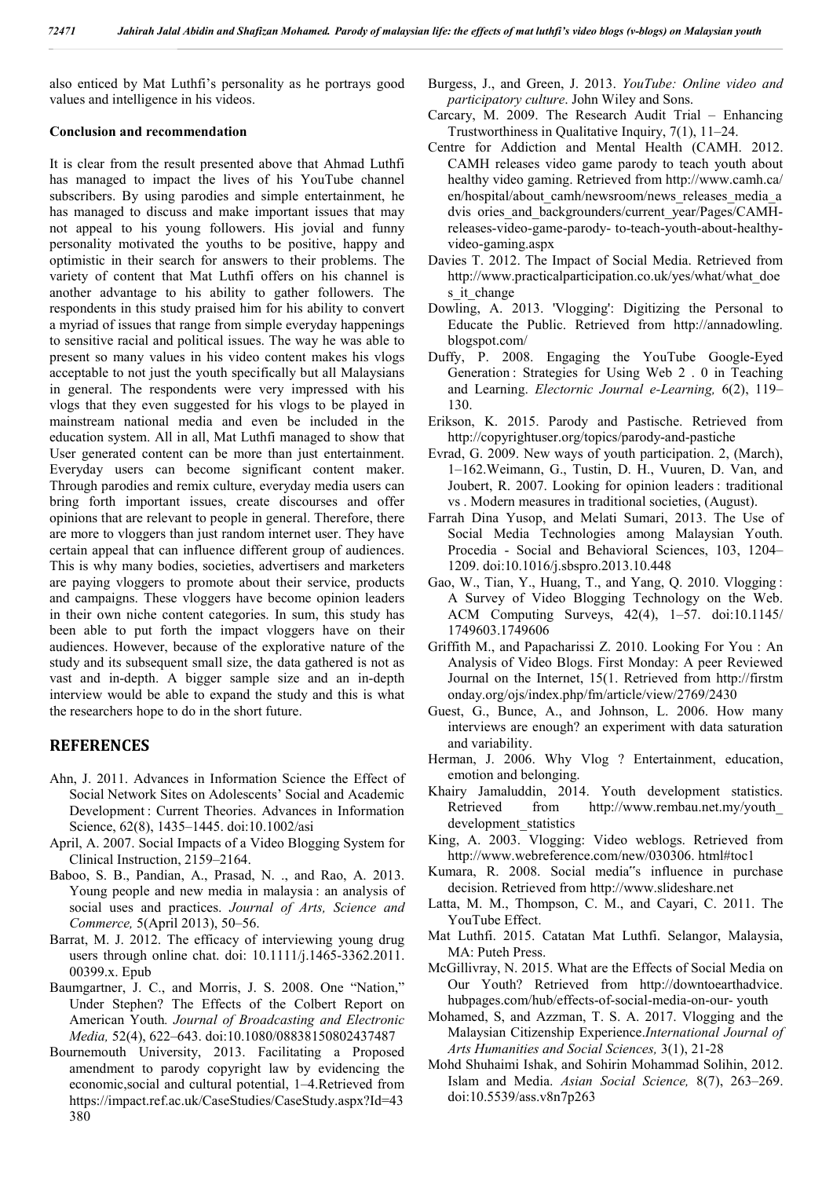also enticed by Mat Luthfi's personality as he portrays good values and intelligence in his videos.

**Conclusion and recommendation**

It is clear from the result presented above that Ahmad Luthfi has managed to impact the lives of his YouTube channel subscribers. By using parodies and simple entertainment, he has managed to discuss and make important issues that may not appeal to his young followers. His jovial and funny personality motivated the youths to be positive, happy and optimistic in their search for answers to their problems. The variety of content that Mat Luthfi offers on his channel is another advantage to his ability to gather followers. The respondents in this study praised him for his ability to convert a myriad of issues that range from simple everyday happenings to sensitive racial and political issues. The way he was able to present so many values in his video content makes his vlogs acceptable to not just the youth specifically but all Malaysians in general. The respondents were very impressed with his vlogs that they even suggested for his vlogs to be played in mainstream national media and even be included in the education system. All in all, Mat Luthfi managed to show that User generated content can be more than just entertainment. Everyday users can become significant content maker. Through parodies and remix culture, everyday media users can bring forth important issues, create discourses and offer opinions that are relevant to people in general. Therefore, there are more to vloggers than just random internet user. They have certain appeal that can influence different group of audiences. This is why many bodies, societies, advertisers and marketers are paying vloggers to promote about their service, products and campaigns. These vloggers have become opinion leaders in their own niche content categories. In sum, this study has been able to put forth the impact vloggers have on their audiences. However, because of the explorative nature of the study and its subsequent small size, the data gathered is not as vast and in-depth. A bigger sample size and an in-depth interview would be able to expand the study and this is what the researchers hope to do in the short future.

## REFERENCES

- Ahn, J. 2011. Advances in Information Science the Effect of Social Network Sites on Adolescents' Social and Academic Development : Current Theories. Advances in Information Science, 62(8), 1435–1445. doi:10.1002/asi
- April, A. 2007. Social Impacts of a Video Blogging System for Clinical Instruction, 2159–2164.
- Baboo, S. B., Pandian, A., Prasad, N. ., and Rao, A. 2013. Young people and new media in malaysia : an analysis of social uses and practices. *Journal of Arts, Science and Commerce,* 5(April 2013), 50–56.
- Barrat, M. J. 2012. The efficacy of interviewing young drug users through online chat. doi: 10.1111/j.1465-3362.2011. 00399.x. Epub
- Baumgartner, J. C., and Morris, J. S. 2008. One "Nation," Under Stephen? The Effects of the Colbert Report on American Youth. *Journal of Broadcasting and Electronic Media,* 52(4), 622–643. doi:10.1080/08838150802437487
- Bournemouth University, 2013. Facilitating a Proposed amendment to parody copyright law by evidencing the economic,social and cultural potential, 1–4.Retrieved from https://impact.ref.ac.uk/CaseStudies/CaseStudy.aspx?Id=43380
- Burgess, J., and Green, J. 2013. *YouTube: Online video and participatory culture*. John Wiley and Sons.
- Carcary, M. 2009. The Research Audit Trial – Enhancing Trustworthiness in Qualitative Inquiry, 7(1), 11–24.
- Centre for Addiction and Mental Health (CAMH. 2012. CAMH releases video game parody to teach youth about healthy video gaming. Retrieved from http://www.camh.ca/en/hospital/about_camh/newsroom/news_releases_media_advis ories_and_backgrounders/current_year/Pages/CAMH-releases-video-game-parody- to-teach-youth-about-healthy-video-gaming.aspx
- Davies T. 2012. The Impact of Social Media. Retrieved from http://www.practicalparticipation.co.uk/yes/what/what_does_it_change
- Dowling, A. 2013. 'Vlogging': Digitizing the Personal to Educate the Public. Retrieved from http://annadowling.blogspot.com/
- Duffy, P. 2008. Engaging the YouTube Google-Eyed Generation : Strategies for Using Web 2 . 0 in Teaching and Learning. *Electornic Journal e-Learning,* 6(2), 119–130.
- Erikson, K. 2015. Parody and Pastische. Retrieved from http://copyrightuser.org/topics/parody-and-pastiche
- Evrad, G. 2009. New ways of youth participation. 2, (March), 1–162.Weimann, G., Tustin, D. H., Vuuren, D. Van, and Joubert, R. 2007. Looking for opinion leaders : traditional vs . Modern measures in traditional societies, (August).
- Farrah Dina Yusop, and Melati Sumari, 2013. The Use of Social Media Technologies among Malaysian Youth. Procedia - Social and Behavioral Sciences, 103, 1204–1209. doi:10.1016/j.sbspro.2013.10.448
- Gao, W., Tian, Y., Huang, T., and Yang, Q. 2010. Vlogging : A Survey of Video Blogging Technology on the Web. ACM Computing Surveys, 42(4), 1–57. doi:10.1145/1749603.1749606
- Griffith M., and Papacharissi Z. 2010. Looking For You : An Analysis of Video Blogs. First Monday: A peer Reviewed Journal on the Internet, 15(1. Retrieved from http://firstmonday.org/ojs/index.php/fm/article/view/2769/2430
- Guest, G., Bunce, A., and Johnson, L. 2006. How many interviews are enough? an experiment with data saturation and variability.
- Herman, J. 2006. Why Vlog ? Entertainment, education, emotion and belonging.
- Khairy Jamaluddin, 2014. Youth development statistics. Retrieved from http://www.rembau.net.my/youth_development_statistics
- King, A. 2003. Vlogging: Video weblogs. Retrieved from http://www.webreference.com/new/030306. html#toc1
- Kumara, R. 2008. Social media"s influence in purchase decision. Retrieved from http://www.slideshare.net
- Latta, M. M., Thompson, C. M., and Cayari, C. 2011. The YouTube Effect.
- Mat Luthfi. 2015. Catatan Mat Luthfi. Selangor, Malaysia, MA: Puteh Press.
- McGillivray, N. 2015. What are the Effects of Social Media on Our Youth? Retrieved from http://downtoearthadvice.hubpages.com/hub/effects-of-social-media-on-our- youth
- Mohamed, S, and Azzman, T. S. A. 2017. Vlogging and the Malaysian Citizenship Experience.*International Journal of Arts Humanities and Social Sciences,* 3(1), 21-28
- Mohd Shuhaimi Ishak, and Sohirin Mohammad Solihin, 2012. Islam and Media. *Asian Social Science,* 8(7), 263–269. doi:10.5539/ass.v8n7p263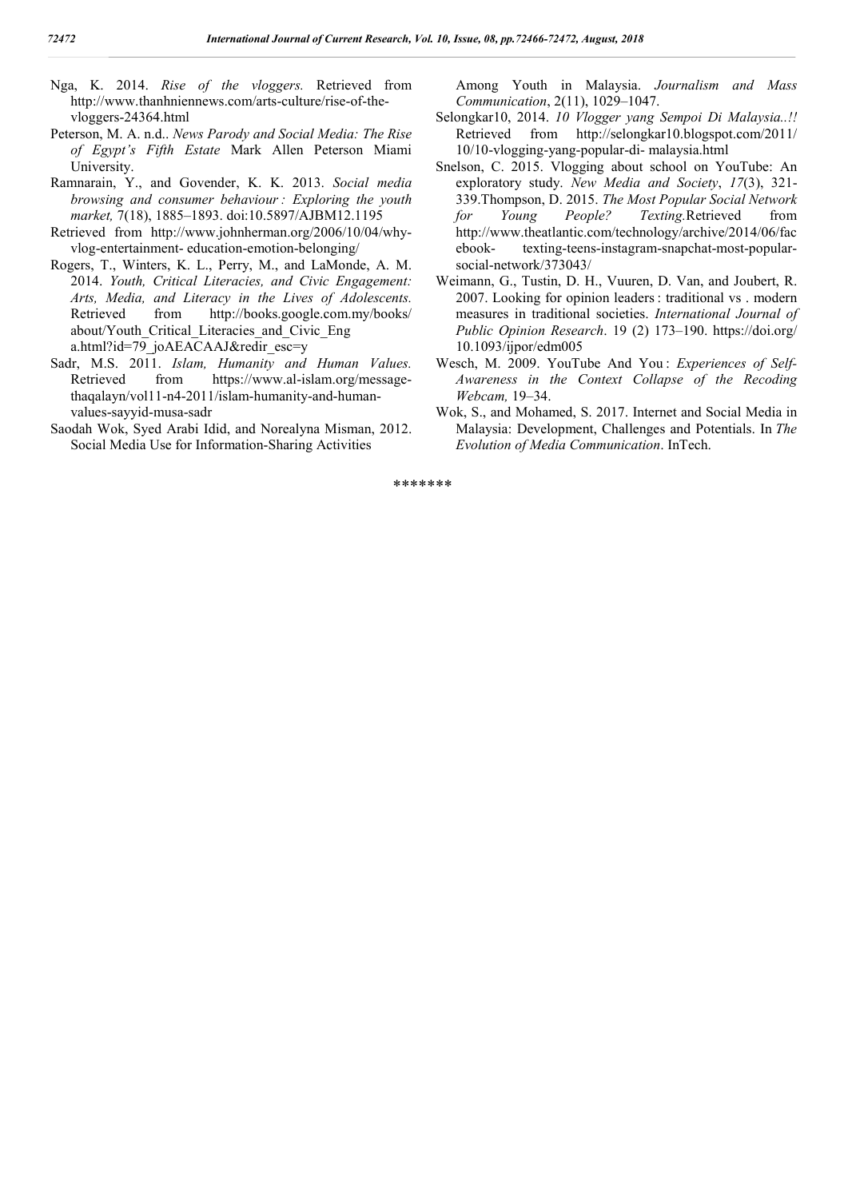Nga, K. 2014. *Rise of the vloggers.* Retrieved from http://www.thanhniennews.com/arts-culture/rise-of-the-vloggers-24364.html

Peterson, M. A. n.d.. *News Parody and Social Media: The Rise of Egypt's Fifth Estate* Mark Allen Peterson Miami University.

Ramnarain, Y., and Govender, K. K. 2013. *Social media browsing and consumer behaviour : Exploring the youth market,* 7(18), 1885–1893. doi:10.5897/AJBM12.1195

Retrieved from http://www.johnherman.org/2006/10/04/why-vlog-entertainment- education-emotion-belonging/

Rogers, T., Winters, K. L., Perry, M., and LaMonde, A. M. 2014. *Youth, Critical Literacies, and Civic Engagement: Arts, Media, and Literacy in the Lives of Adolescents.* Retrieved from http://books.google.com.my/books/about/Youth_Critical_Literacies_and_Civic_Eng a.html?id=79_joAEACAAJ&redir_esc=y

Sadr, M.S. 2011. *Islam, Humanity and Human Values.* Retrieved from https://www.al-islam.org/message-thaqalayn/vol11-n4-2011/islam-humanity-and-human-values-sayyid-musa-sadr

Saodah Wok, Syed Arabi Idid, and Norealyna Misman, 2012. Social Media Use for Information-Sharing Activities Among Youth in Malaysia. *Journalism and Mass Communication*, 2(11), 1029–1047.

Selongkar10, 2014. *10 Vlogger yang Sempoi Di Malaysia..!!* Retrieved from http://selongkar10.blogspot.com/2011/10/10-vlogging-yang-popular-di- malaysia.html

Snelson, C. 2015. Vlogging about school on YouTube: An exploratory study. *New Media and Society*, *17*(3), 321-339.Thompson, D. 2015. *The Most Popular Social Network for Young People? Texting.*Retrieved from http://www.theatlantic.com/technology/archive/2014/06/facebook- texting-teens-instagram-snapchat-most-popular-social-network/373043/

Weimann, G., Tustin, D. H., Vuuren, D. Van, and Joubert, R. 2007. Looking for opinion leaders : traditional vs . modern measures in traditional societies. *International Journal of Public Opinion Research*. 19 (2) 173–190. https://doi.org/10.1093/ijpor/edm005

Wesch, M. 2009. YouTube And You : *Experiences of Self-Awareness in the Context Collapse of the Recoding Webcam,* 19–34.

Wok, S., and Mohamed, S. 2017. Internet and Social Media in Malaysia: Development, Challenges and Potentials. In *The Evolution of Media Communication*. InTech.

*******